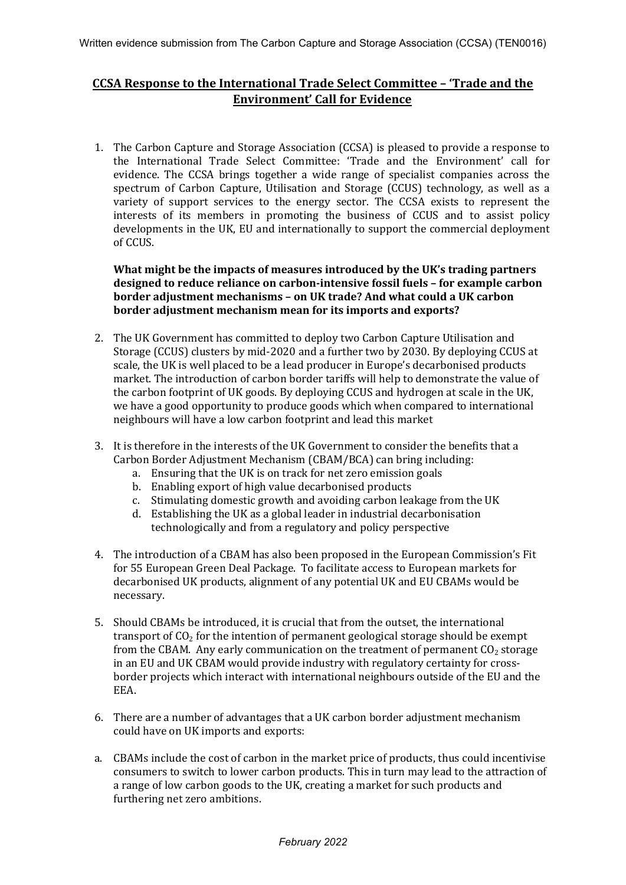Written evidence submission from The Carbon Capture and Storage Association (CCSA) (TEN0016)

## CCSA Response to the International Trade Select Committee – 'Trade and the Environment' Call for Evidence

1. The Carbon Capture and Storage Association (CCSA) is pleased to provide a response to the International Trade Select Committee: 'Trade and the Environment' call for evidence. The CCSA brings together a wide range of specialist companies across the spectrum of Carbon Capture, Utilisation and Storage (CCUS) technology, as well as a variety of support services to the energy sector. The CCSA exists to represent the interests of its members in promoting the business of CCUS and to assist policy developments in the UK, EU and internationally to support the commercial deployment of CCUS.

**What might be the impacts of measures introduced by the UK's trading partners designed to reduce reliance on carbon-intensive fossil fuels – for example carbon border adjustment mechanisms – on UK trade? And what could a UK carbon border adjustment mechanism mean for its imports and exports?**

2. The UK Government has committed to deploy two Carbon Capture Utilisation and Storage (CCUS) clusters by mid-2020 and a further two by 2030. By deploying CCUS at scale, the UK is well placed to be a lead producer in Europe's decarbonised products market. The introduction of carbon border tariffs will help to demonstrate the value of the carbon footprint of UK goods. By deploying CCUS and hydrogen at scale in the UK, we have a good opportunity to produce goods which when compared to international neighbours will have a low carbon footprint and lead this market

3. It is therefore in the interests of the UK Government to consider the benefits that a Carbon Border Adjustment Mechanism (CBAM/BCA) can bring including:
   a. Ensuring that the UK is on track for net zero emission goals
   b. Enabling export of high value decarbonised products
   c. Stimulating domestic growth and avoiding carbon leakage from the UK
   d. Establishing the UK as a global leader in industrial decarbonisation technologically and from a regulatory and policy perspective

4. The introduction of a CBAM has also been proposed in the European Commission's Fit for 55 European Green Deal Package. To facilitate access to European markets for decarbonised UK products, alignment of any potential UK and EU CBAMs would be necessary.

5. Should CBAMs be introduced, it is crucial that from the outset, the international transport of $CO_2$ for the intention of permanent geological storage should be exempt from the CBAM. Any early communication on the treatment of permanent $CO_2$ storage in an EU and UK CBAM would provide industry with regulatory certainty for cross-border projects which interact with international neighbours outside of the EU and the EEA.

6. There are a number of advantages that a UK carbon border adjustment mechanism could have on UK imports and exports:

a. CBAMs include the cost of carbon in the market price of products, thus could incentivise consumers to switch to lower carbon products. This in turn may lead to the attraction of a range of low carbon goods to the UK, creating a market for such products and furthering net zero ambitions.

*February 2022*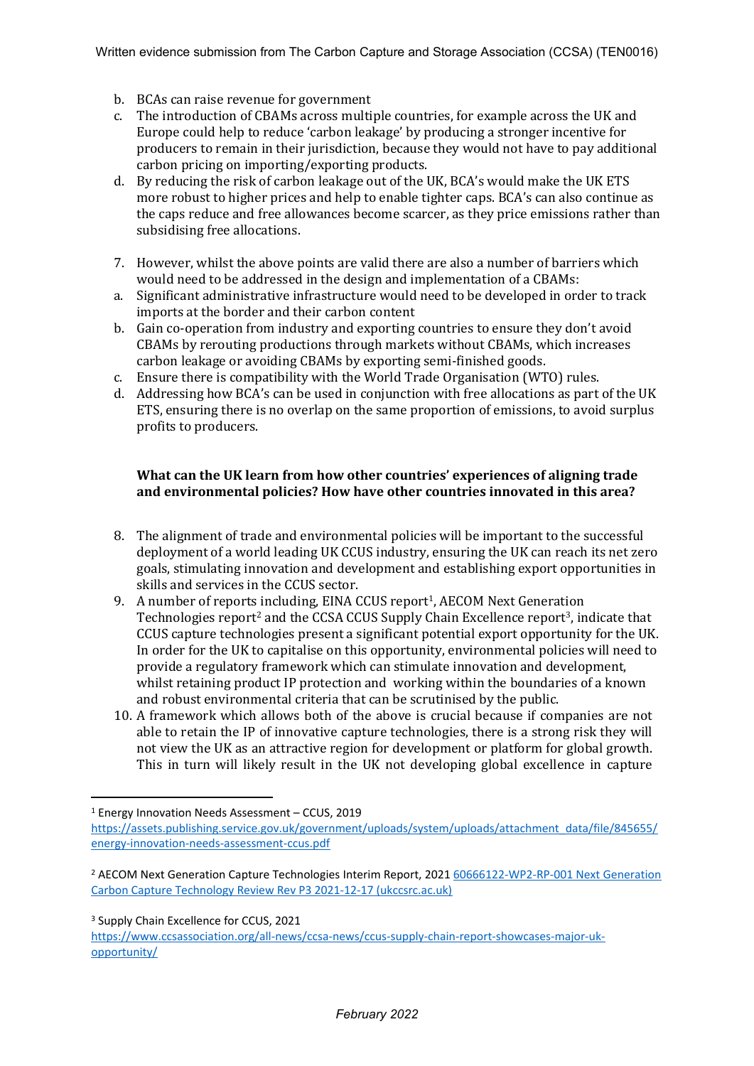b. BCAs can raise revenue for government
c. The introduction of CBAMs across multiple countries, for example across the UK and Europe could help to reduce 'carbon leakage' by producing a stronger incentive for producers to remain in their jurisdiction, because they would not have to pay additional carbon pricing on importing/exporting products.
d. By reducing the risk of carbon leakage out of the UK, BCA's would make the UK ETS more robust to higher prices and help to enable tighter caps. BCA's can also continue as the caps reduce and free allowances become scarcer, as they price emissions rather than subsidising free allocations.

7. However, whilst the above points are valid there are also a number of barriers which would need to be addressed in the design and implementation of a CBAMs:
a. Significant administrative infrastructure would need to be developed in order to track imports at the border and their carbon content
b. Gain co-operation from industry and exporting countries to ensure they don't avoid CBAMs by rerouting productions through markets without CBAMs, which increases carbon leakage or avoiding CBAMs by exporting semi-finished goods.
c. Ensure there is compatibility with the World Trade Organisation (WTO) rules.
d. Addressing how BCA's can be used in conjunction with free allocations as part of the UK ETS, ensuring there is no overlap on the same proportion of emissions, to avoid surplus profits to producers.

**What can the UK learn from how other countries' experiences of aligning trade and environmental policies? How have other countries innovated in this area?**

8. The alignment of trade and environmental policies will be important to the successful deployment of a world leading UK CCUS industry, ensuring the UK can reach its net zero goals, stimulating innovation and development and establishing export opportunities in skills and services in the CCUS sector.
9. A number of reports including, EINA CCUS report[1], AECOM Next Generation Technologies report[2] and the CCSA CCUS Supply Chain Excellence report[3], indicate that CCUS capture technologies present a significant potential export opportunity for the UK. In order for the UK to capitalise on this opportunity, environmental policies will need to provide a regulatory framework which can stimulate innovation and development, whilst retaining product IP protection and working within the boundaries of a known and robust environmental criteria that can be scrutinised by the public.
10. A framework which allows both of the above is crucial because if companies are not able to retain the IP of innovative capture technologies, there is a strong risk they will not view the UK as an attractive region for development or platform for global growth. This in turn will likely result in the UK not developing global excellence in capture

[1] Energy Innovation Needs Assessment – CCUS, 2019
https://assets.publishing.service.gov.uk/government/uploads/system/uploads/attachment_data/file/845655/energy-innovation-needs-assessment-ccus.pdf

[2] AECOM Next Generation Capture Technologies Interim Report, 2021 60666122-WP2-RP-001 Next Generation Carbon Capture Technology Review Rev P3 2021-12-17 (ukccsrc.ac.uk)

[3] Supply Chain Excellence for CCUS, 2021
https://www.ccsassociation.org/all-news/ccsa-news/ccus-supply-chain-report-showcases-major-uk-opportunity/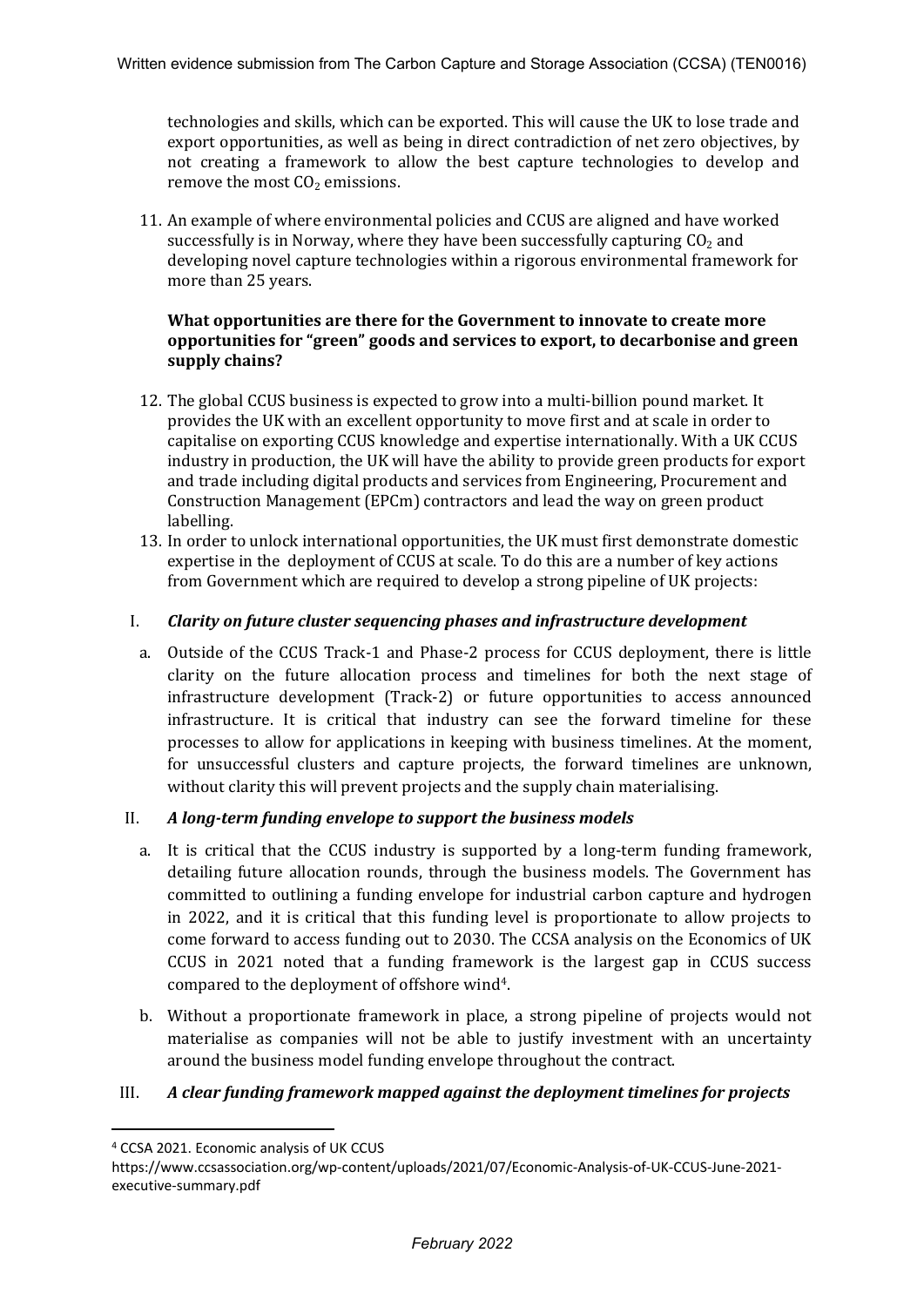technologies and skills, which can be exported. This will cause the UK to lose trade and export opportunities, as well as being in direct contradiction of net zero objectives, by not creating a framework to allow the best capture technologies to develop and remove the most $CO_2$ emissions.

11. An example of where environmental policies and CCUS are aligned and have worked successfully is in Norway, where they have been successfully capturing $CO_2$ and developing novel capture technologies within a rigorous environmental framework for more than 25 years.

**What opportunities are there for the Government to innovate to create more opportunities for "green" goods and services to export, to decarbonise and green supply chains?**

12. The global CCUS business is expected to grow into a multi-billion pound market. It provides the UK with an excellent opportunity to move first and at scale in order to capitalise on exporting CCUS knowledge and expertise internationally. With a UK CCUS industry in production, the UK will have the ability to provide green products for export and trade including digital products and services from Engineering, Procurement and Construction Management (EPCm) contractors and lead the way on green product labelling.
13. In order to unlock international opportunities, the UK must first demonstrate domestic expertise in the deployment of CCUS at scale. To do this are a number of key actions from Government which are required to develop a strong pipeline of UK projects:

I. ***Clarity on future cluster sequencing phases and infrastructure development***

a. Outside of the CCUS Track-1 and Phase-2 process for CCUS deployment, there is little clarity on the future allocation process and timelines for both the next stage of infrastructure development (Track-2) or future opportunities to access announced infrastructure. It is critical that industry can see the forward timeline for these processes to allow for applications in keeping with business timelines. At the moment, for unsuccessful clusters and capture projects, the forward timelines are unknown, without clarity this will prevent projects and the supply chain materialising.

II. ***A long-term funding envelope to support the business models***

a. It is critical that the CCUS industry is supported by a long-term funding framework, detailing future allocation rounds, through the business models. The Government has committed to outlining a funding envelope for industrial carbon capture and hydrogen in 2022, and it is critical that this funding level is proportionate to allow projects to come forward to access funding out to 2030. The CCSA analysis on the Economics of UK CCUS in 2021 noted that a funding framework is the largest gap in CCUS success compared to the deployment of offshore wind[4].

b. Without a proportionate framework in place, a strong pipeline of projects would not materialise as companies will not be able to justify investment with an uncertainty around the business model funding envelope throughout the contract.

III. ***A clear funding framework mapped against the deployment timelines for projects***

---

[4] CCSA 2021. Economic analysis of UK CCUS https://www.ccsassociation.org/wp-content/uploads/2021/07/Economic-Analysis-of-UK-CCUS-June-2021-executive-summary.pdf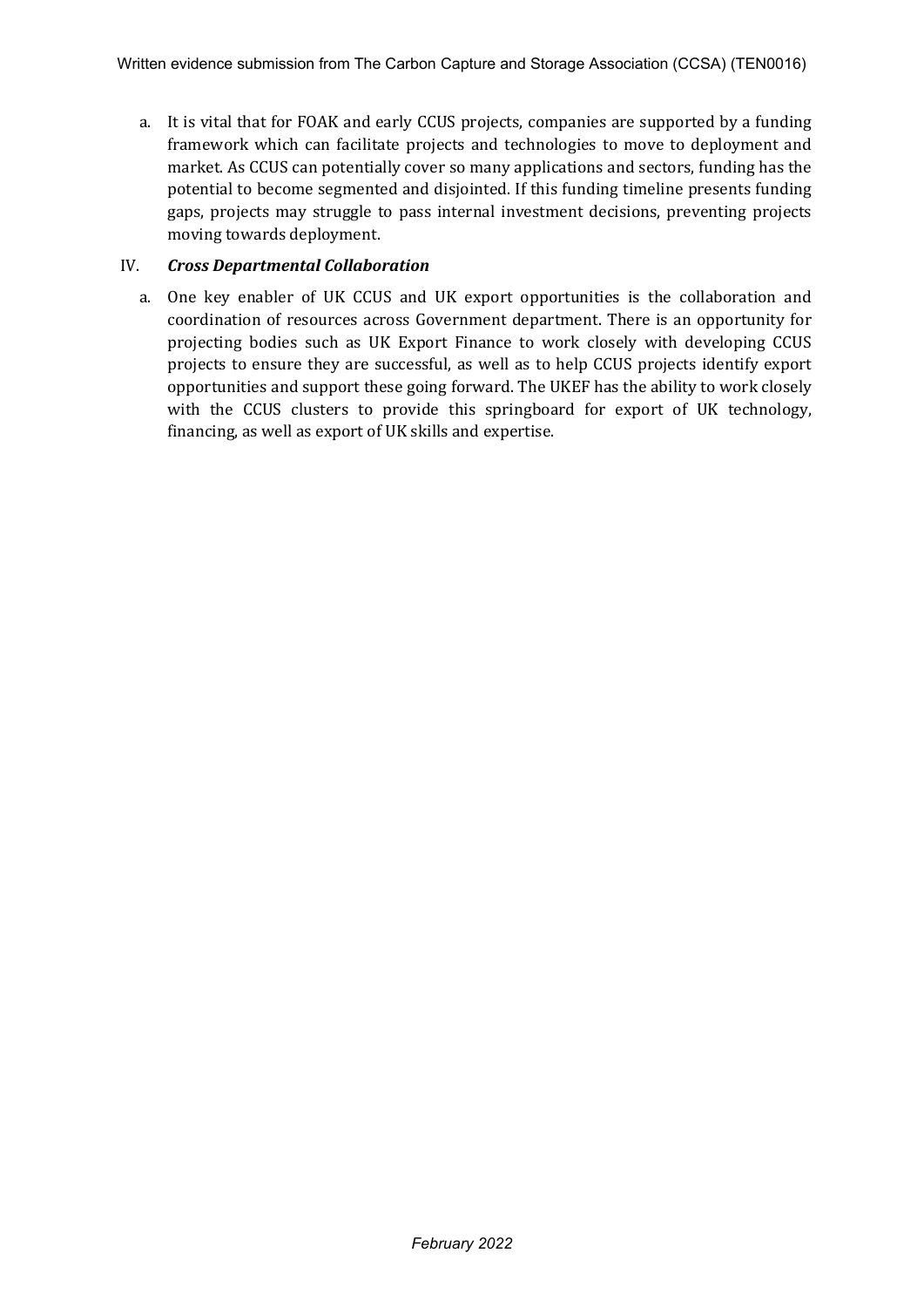a. It is vital that for FOAK and early CCUS projects, companies are supported by a funding framework which can facilitate projects and technologies to move to deployment and market. As CCUS can potentially cover so many applications and sectors, funding has the potential to become segmented and disjointed. If this funding timeline presents funding gaps, projects may struggle to pass internal investment decisions, preventing projects moving towards deployment.

IV. ***Cross Departmental Collaboration***

a. One key enabler of UK CCUS and UK export opportunities is the collaboration and coordination of resources across Government department. There is an opportunity for projecting bodies such as UK Export Finance to work closely with developing CCUS projects to ensure they are successful, as well as to help CCUS projects identify export opportunities and support these going forward. The UKEF has the ability to work closely with the CCUS clusters to provide this springboard for export of UK technology, financing, as well as export of UK skills and expertise.

*February 2022*